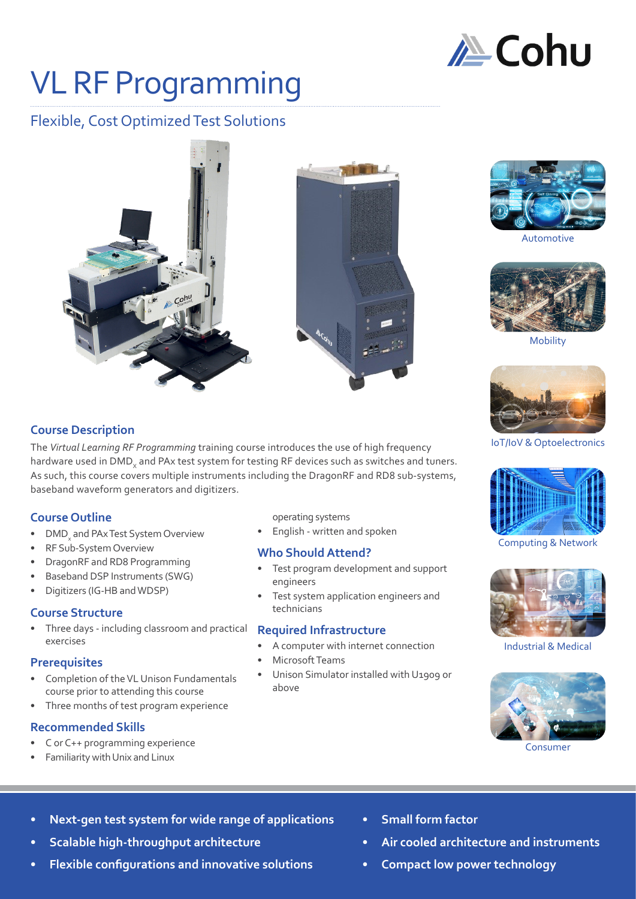# VL RF Programming

## Flexible, Cost Optimized Test Solutions

Automotive

Mobility

IoT/IoV & Optoelectronics

Computing & Network

Industrial & Medical

Consumer

### Course Description

The *Virtual Learning RF Programming* training course introduces the use of high frequency hardware used in $DMD_x$ and PAx test system for testing RF devices such as switches and tuners. As such, this course covers multiple instruments including the DragonRF and RD8 sub-systems, baseband waveform generators and digitizers.

### Course Outline

- $DMD_x$ and PAx Test System Overview
- RF Sub-System Overview
- DragonRF and RD8 Programming
- Baseband DSP Instruments (SWG)
- Digitizers (IG-HB and WDSP)

### Course Structure

- Three days - including classroom and practical exercises

### Prerequisites

- Completion of the VL Unison Fundamentals course prior to attending this course
- Three months of test program experience

### Recommended Skills

- C or C++ programming experience
- Familiarity with Unix and Linux operating systems
- English - written and spoken

### Who Should Attend?

- Test program development and support engineers
- Test system application engineers and technicians

### Required Infrastructure

- A computer with internet connection
- Microsoft Teams
- Unison Simulator installed with U1909 or above

---

- **Next-gen test system for wide range of applications**
- **Scalable high-throughput architecture**
- **Flexible configurations and innovative solutions**
- **Small form factor**
- **Air cooled architecture and instruments**
- **Compact low power technology**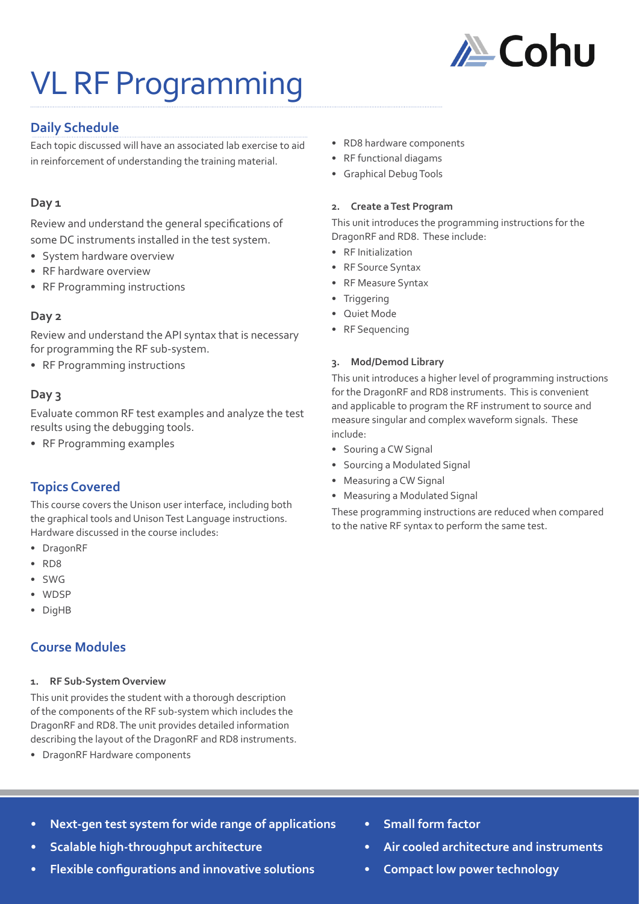# VL RF Programming

## Daily Schedule

Each topic discussed will have an associated lab exercise to aid in reinforcement of understanding the training material.

### Day 1

Review and understand the general specifications of some DC instruments installed in the test system.

- System hardware overview
- RF hardware overview
- RF Programming instructions

### Day 2

Review and understand the API syntax that is necessary for programming the RF sub-system.

- RF Programming instructions

### Day 3

Evaluate common RF test examples and analyze the test results using the debugging tools.

- RF Programming examples

## Topics Covered

This course covers the Unison user interface, including both the graphical tools and Unison Test Language instructions. Hardware discussed in the course includes:

- DragonRF
- RD8
- SWG
- WDSP
- DigHB

## Course Modules

#### 1. RF Sub-System Overview

This unit provides the student with a thorough description of the components of the RF sub-system which includes the DragonRF and RD8. The unit provides detailed information describing the layout of the DragonRF and RD8 instruments.

- DragonRF Hardware components
- RD8 hardware components
- RF functional diagams
- Graphical Debug Tools

#### 2. Create a Test Program

This unit introduces the programming instructions for the DragonRF and RD8. These include:

- RF Initialization
- RF Source Syntax
- RF Measure Syntax
- Triggering
- Quiet Mode
- RF Sequencing

#### 3. Mod/Demod Library

This unit introduces a higher level of programming instructions for the DragonRF and RD8 instruments. This is convenient and applicable to program the RF instrument to source and measure singular and complex waveform signals. These include:

- Souring a CW Signal
- Sourcing a Modulated Signal
- Measuring a CW Signal
- Measuring a Modulated Signal

These programming instructions are reduced when compared to the native RF syntax to perform the same test.

- **Next-gen test system for wide range of applications**
- **Scalable high-throughput architecture**
- **Flexible configurations and innovative solutions**
- **Small form factor**
- **Air cooled architecture and instruments**
- **Compact low power technology**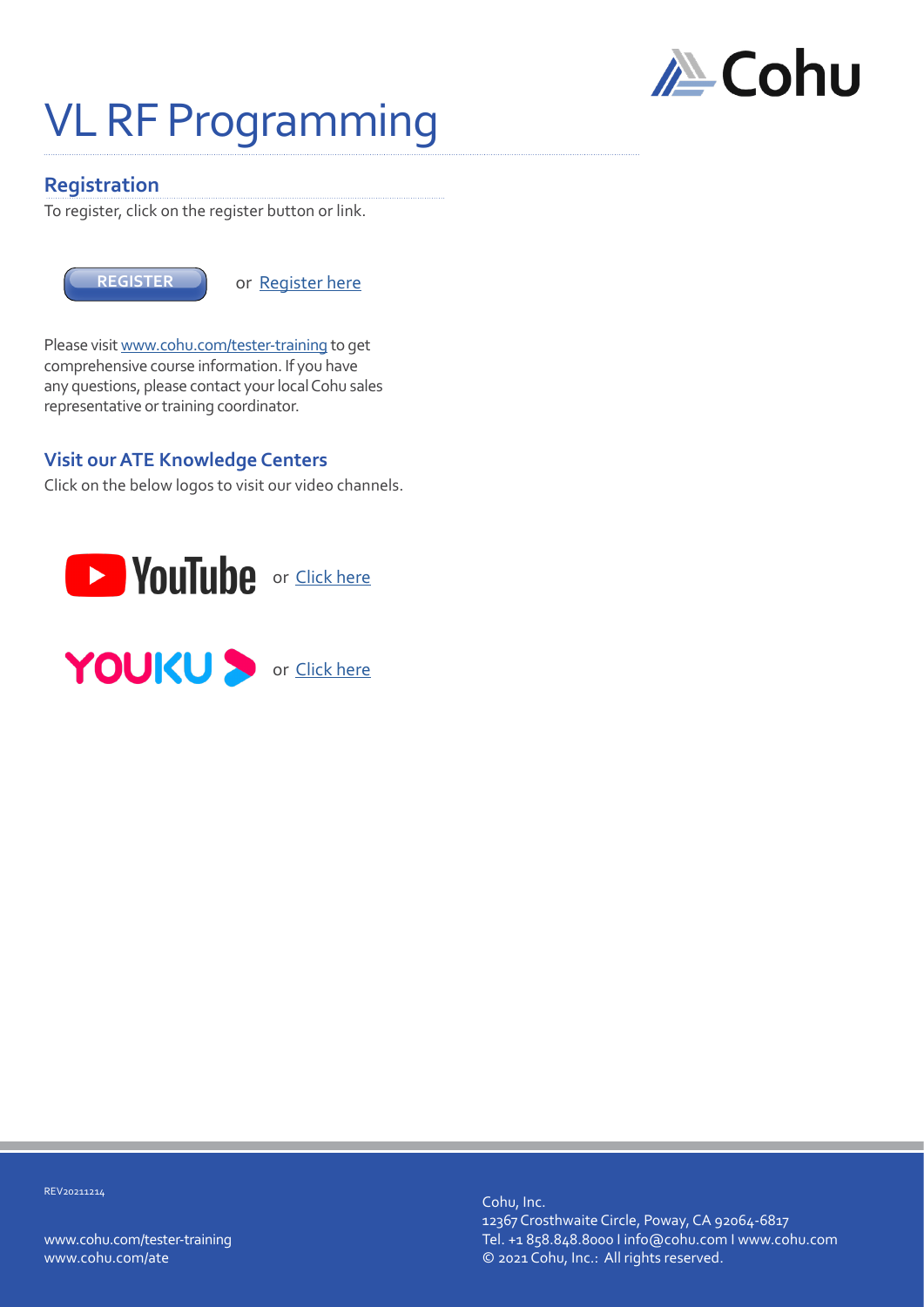# VL RF Programming

## Registration

To register, click on the register button or link.

REGISTER or Register here

Please visit www.cohu.com/tester-training to get comprehensive course information. If you have any questions, please contact your local Cohu sales representative or training coordinator.

## Visit our ATE Knowledge Centers

Click on the below logos to visit our video channels.

YouTube or Click here

YOUKU or Click here

REV20211214

www.cohu.com/tester-training
www.cohu.com/ate

Cohu, Inc.
12367 Crosthwaite Circle, Poway, CA 92064-6817
Tel. +1 858.848.8000 I info@cohu.com I www.cohu.com
© 2021 Cohu, Inc.: All rights reserved.